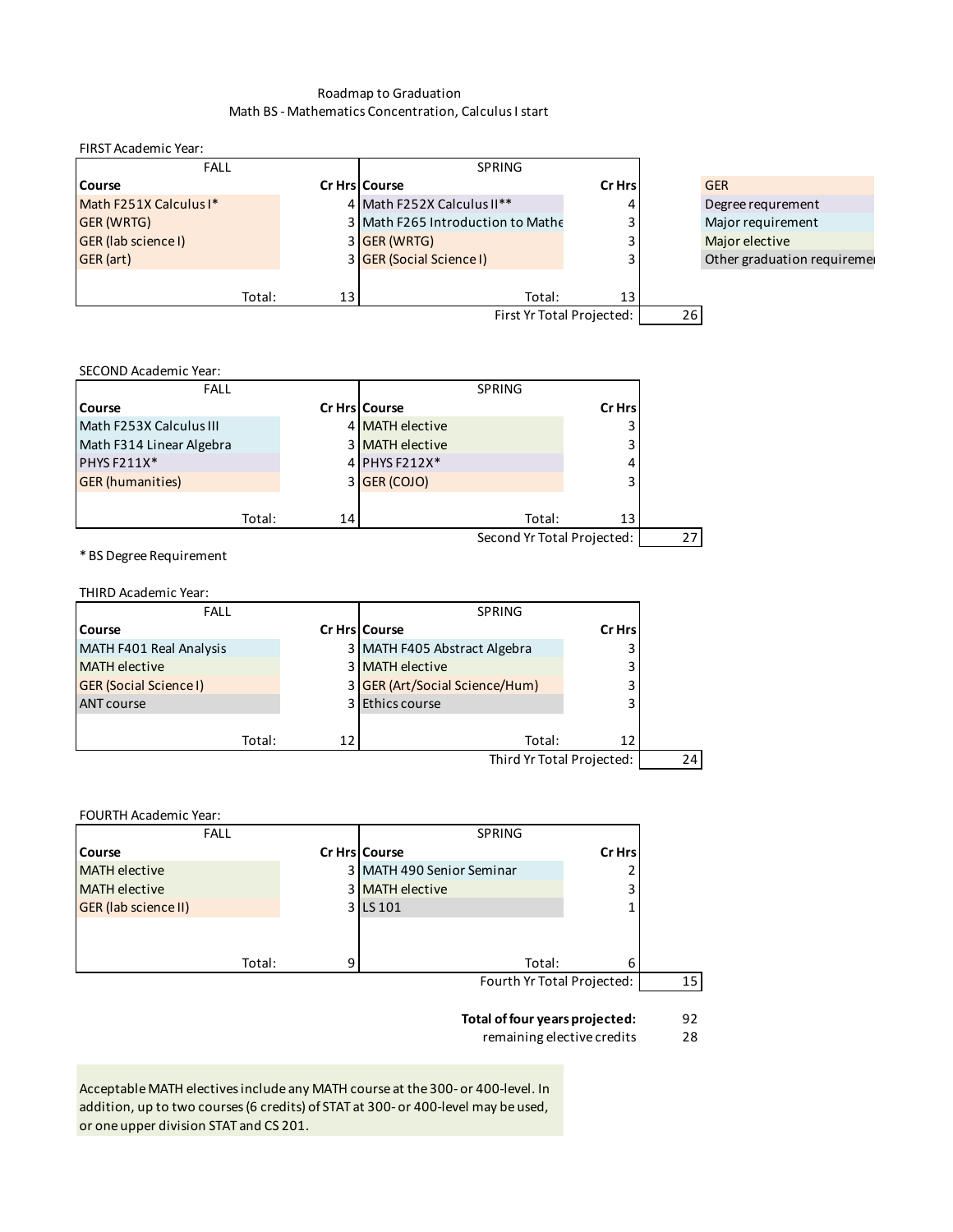Roadmap to Graduation

Math BS - Mathematics Concentration, Calculus I start

FIRST Academic Year:

| FALL | | SPRING | |
|---|---|---|---|
| **Course** | **Cr Hrs** | **Course** | **Cr Hrs** |
| Math F251X Calculus I* | 4 | Math F252X Calculus II** | 4 |
| GER (WRTG) | 3 | Math F265 Introduction to Mathe | 3 |
| GER (lab science I) | 3 | GER (WRTG) | 3 |
| GER (art) | 3 | GER (Social Science I) | 3 |
| Total: | 13 | Total: | 13 |

First Yr Total Projected: 26

| Legend |
|---|
| GER |
| Degree requrement |
| Major requirement |
| Major elective |
| Other graduation requiremen |

SECOND Academic Year:

| FALL | | SPRING | |
|---|---|---|---|
| **Course** | **Cr Hrs** | **Course** | **Cr Hrs** |
| Math F253X Calculus III | 4 | MATH elective | 3 |
| Math F314 Linear Algebra | 3 | MATH elective | 3 |
| PHYS F211X* | 4 | PHYS F212X* | 4 |
| GER (humanities) | 3 | GER (COJO) | 3 |
| Total: | 14 | Total: | 13 |

Second Yr Total Projected: 27

* BS Degree Requirement

THIRD Academic Year:

| FALL | | SPRING | |
|---|---|---|---|
| **Course** | **Cr Hrs** | **Course** | **Cr Hrs** |
| MATH F401 Real Analysis | 3 | MATH F405 Abstract Algebra | 3 |
| MATH elective | 3 | MATH elective | 3 |
| GER (Social Science I) | 3 | GER (Art/Social Science/Hum) | 3 |
| ANT course | 3 | Ethics course | 3 |
| Total: | 12 | Total: | 12 |

Third Yr Total Projected: 24

FOURTH Academic Year:

| FALL | | SPRING | |
|---|---|---|---|
| **Course** | **Cr Hrs** | **Course** | **Cr Hrs** |
| MATH elective | 3 | MATH 490 Senior Seminar | 2 |
| MATH elective | 3 | MATH elective | 3 |
| GER (lab science II) | 3 | LS 101 | 1 |
| Total: | 9 | Total: | 6 |

Fourth Yr Total Projected: 15

**Total of four years projected:** 92

remaining elective credits 28

Acceptable MATH electives include any MATH course at the 300- or 400-level. In addition, up to two courses (6 credits) of STAT at 300- or 400-level may be used, or one upper division STAT and CS 201.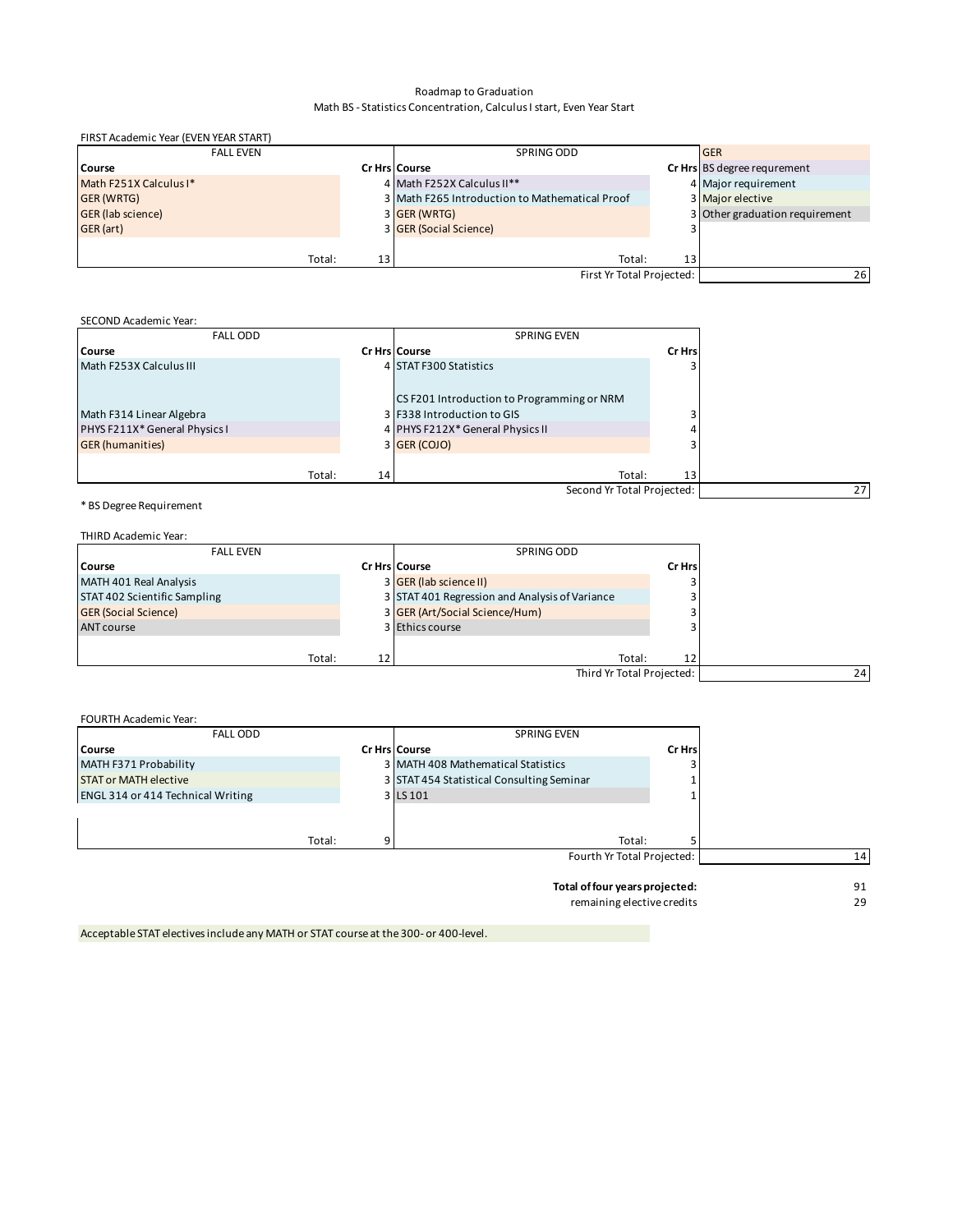Roadmap to Graduation

Math BS - Statistics Concentration, Calculus I start, Even Year Start

FIRST Academic Year (EVEN YEAR START)

| FALL EVEN | | SPRING ODD | |
|---|---|---|---|
| Course | Cr Hrs | Course | Cr Hrs |
| Math F251X Calculus I* | 4 | Math F252X Calculus II** | 4 |
| GER (WRTG) | 3 | Math F265 Introduction to Mathematical Proof | 3 |
| GER (lab science) | 3 | GER (WRTG) | 3 |
| GER (art) | 3 | GER (Social Science) | 3 |
| Total: | 13 | Total: | 13 |

First Yr Total Projected: 26

Legend:
- GER
- BS degree requrement
- Major requirement
- Major elective
- Other graduation requirement

SECOND Academic Year:

| FALL ODD | | SPRING EVEN | |
|---|---|---|---|
| Course | Cr Hrs | Course | Cr Hrs |
| Math F253X Calculus III | 4 | STAT F300 Statistics | 3 |
| Math F314 Linear Algebra | 3 | CS F201 Introduction to Programming or NRM F338 Introduction to GIS | 3 |
| PHYS F211X* General Physics I | 4 | PHYS F212X* General Physics II | 4 |
| GER (humanities) | 3 | GER (COJO) | 3 |
| Total: | 14 | Total: | 13 |

Second Yr Total Projected: 27

* BS Degree Requirement

THIRD Academic Year:

| FALL EVEN | | SPRING ODD | |
|---|---|---|---|
| Course | Cr Hrs | Course | Cr Hrs |
| MATH 401 Real Analysis | 3 | GER (lab science II) | 3 |
| STAT 402 Scientific Sampling | 3 | STAT 401 Regression and Analysis of Variance | 3 |
| GER (Social Science) | 3 | GER (Art/Social Science/Hum) | 3 |
| ANT course | 3 | Ethics course | 3 |
| Total: | 12 | Total: | 12 |

Third Yr Total Projected: 24

FOURTH Academic Year:

| FALL ODD | | SPRING EVEN | |
|---|---|---|---|
| Course | Cr Hrs | Course | Cr Hrs |
| MATH F371 Probability | 3 | MATH 408 Mathematical Statistics | 3 |
| STAT or MATH elective | 3 | STAT 454 Statistical Consulting Seminar | 1 |
| ENGL 314 or 414 Technical Writing | 3 | LS 101 | 1 |
| Total: | 9 | Total: | 5 |

Fourth Yr Total Projected: 14

**Total of four years projected:** 91

remaining elective credits 29

Acceptable STAT electives include any MATH or STAT course at the 300- or 400-level.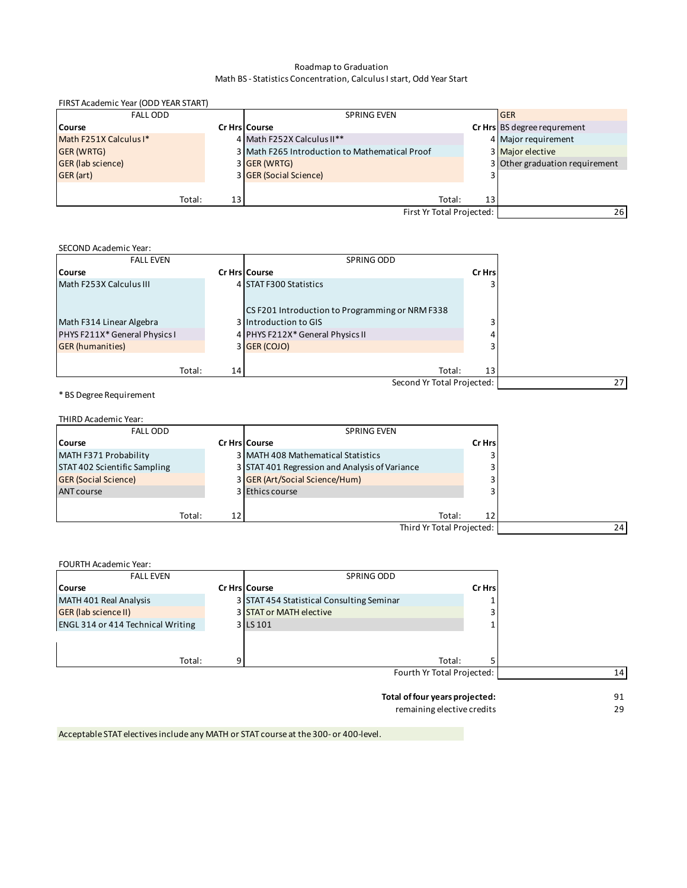Roadmap to Graduation

Math BS - Statistics Concentration, Calculus I start, Odd Year Start

FIRST Academic Year (ODD YEAR START)

| FALL ODD | | SPRING EVEN | |
|---|---|---|---|
| **Course** | **Cr Hrs** | **Course** | **Cr Hrs** |
| Math F251X Calculus I* | 4 | Math F252X Calculus II** | 4 |
| GER (WRTG) | 3 | Math F265 Introduction to Mathematical Proof | 3 |
| GER (lab science) | 3 | GER (WRTG) | 3 |
| GER (art) | 3 | GER (Social Science) | 3 |
| Total: | 13 | Total: | 13 |
| | | First Yr Total Projected: | 26 |

Legend:

| |
|---|
| GER |
| BS degree requirement |
| Major requirement |
| Major elective |
| Other graduation requirement |

SECOND Academic Year:

| FALL EVEN | | SPRING ODD | |
|---|---|---|---|
| **Course** | **Cr Hrs** | **Course** | **Cr Hrs** |
| Math F253X Calculus III | 4 | STAT F300 Statistics | 3 |
| Math F314 Linear Algebra | 3 | CS F201 Introduction to Programming or NRM F338 Introduction to GIS | 3 |
| PHYS F211X* General Physics I | 4 | PHYS F212X* General Physics II | 4 |
| GER (humanities) | 3 | GER (COJO) | 3 |
| Total: | 14 | Total: | 13 |
| | | Second Yr Total Projected: | 27 |

* BS Degree Requirement

THIRD Academic Year:

| FALL ODD | | SPRING EVEN | |
|---|---|---|---|
| **Course** | **Cr Hrs** | **Course** | **Cr Hrs** |
| MATH F371 Probability | 3 | MATH 408 Mathematical Statistics | 3 |
| STAT 402 Scientific Sampling | 3 | STAT 401 Regression and Analysis of Variance | 3 |
| GER (Social Science) | 3 | GER (Art/Social Science/Hum) | 3 |
| ANT course | 3 | Ethics course | 3 |
| Total: | 12 | Total: | 12 |
| | | Third Yr Total Projected: | 24 |

FOURTH Academic Year:

| FALL EVEN | | SPRING ODD | |
|---|---|---|---|
| **Course** | **Cr Hrs** | **Course** | **Cr Hrs** |
| MATH 401 Real Analysis | 3 | STAT 454 Statistical Consulting Seminar | 1 |
| GER (lab science II) | 3 | STAT or MATH elective | 3 |
| ENGL 314 or 414 Technical Writing | 3 | LS 101 | 1 |
| Total: | 9 | Total: | 5 |
| | | Fourth Yr Total Projected: | 14 |

**Total of four years projected:** 91

remaining elective credits 29

Acceptable STAT electives include any MATH or STAT course at the 300- or 400-level.